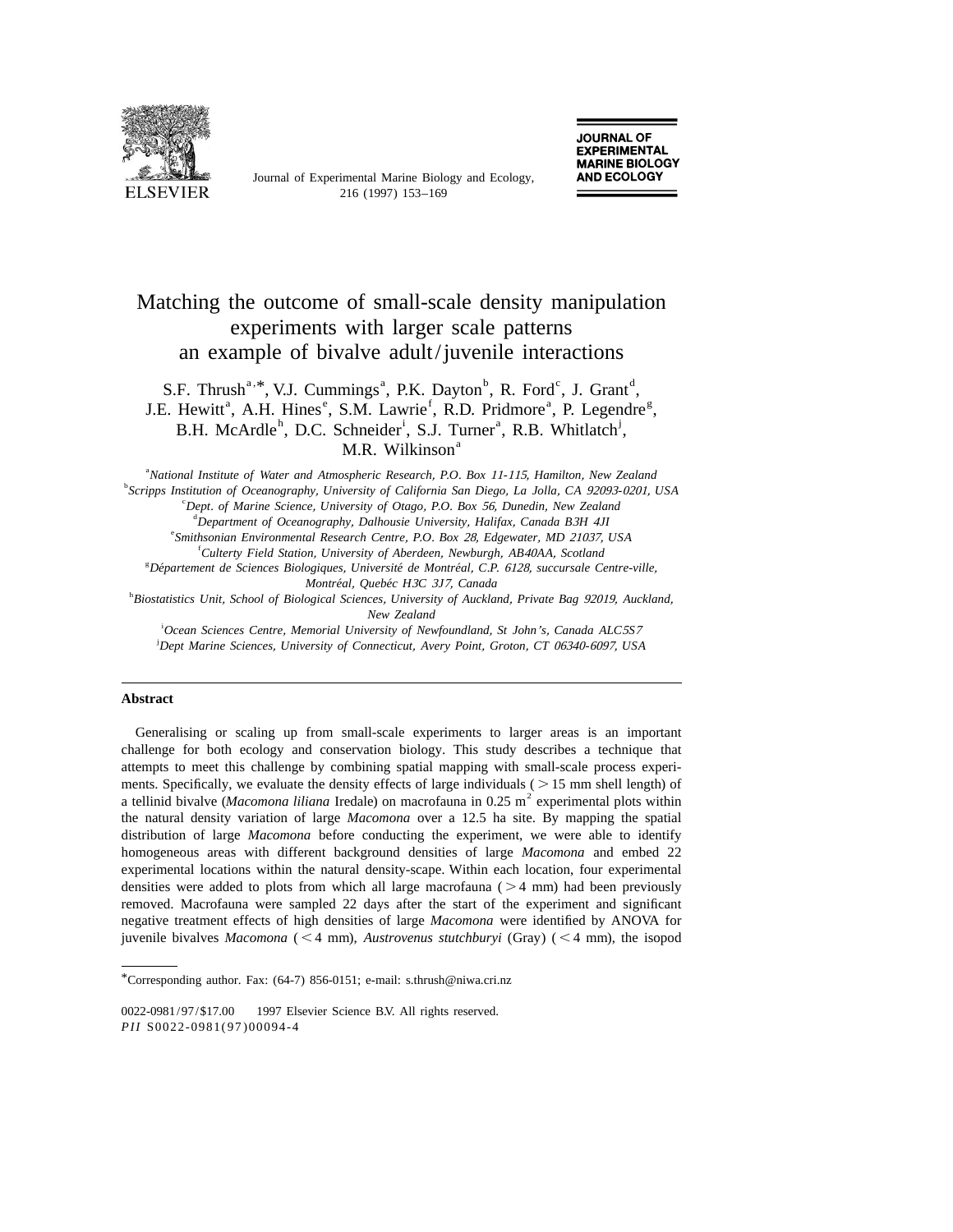# Matching the outcome of small-scale density manipulation experiments with larger scale patterns an example of bivalve adult/juvenile interactions

S.F. Thrush[a,*], V.J. Cummings[a], P.K. Dayton[b], R. Ford[c], J. Grant[d], J.E. Hewitt[a], A.H. Hines[e], S.M. Lawrie[f], R.D. Pridmore[a], P. Legendre[g], B.H. McArdle[h], D.C. Schneider[i], S.J. Turner[a], R.B. Whitlatch[j], M.R. Wilkinson[a]

[a] *National Institute of Water and Atmospheric Research, P.O. Box 11-115, Hamilton, New Zealand*

[b] *Scripps Institution of Oceanography, University of California San Diego, La Jolla, CA 92093-0201, USA*

[c] *Dept. of Marine Science, University of Otago, P.O. Box 56, Dunedin, New Zealand*

[d] *Department of Oceanography, Dalhousie University, Halifax, Canada B3H 4JI*

[e] *Smithsonian Environmental Research Centre, P.O. Box 28, Edgewater, MD 21037, USA*

[f] *Culterty Field Station, University of Aberdeen, Newburgh, AB40AA, Scotland*

[g] *Département de Sciences Biologiques, Université de Montréal, C.P. 6128, succursale Centre-ville, Montréal, Québéc H3C 3J7, Canada*

[h] *Biostatistics Unit, School of Biological Sciences, University of Auckland, Private Bag 92019, Auckland, New Zealand*

[i] *Ocean Sciences Centre, Memorial University of Newfoundland, St John's, Canada ALC5S7*

[j] *Dept Marine Sciences, University of Connecticut, Avery Point, Groton, CT 06340-6097, USA*

## Abstract

Generalising or scaling up from small-scale experiments to larger areas is an important challenge for both ecology and conservation biology. This study describes a technique that attempts to meet this challenge by combining spatial mapping with small-scale process experiments. Specifically, we evaluate the density effects of large individuals ( > 15 mm shell length) of a tellinid bivalve (*Macomona liliana* Iredale) on macrofauna in 0.25 $m^2$ experimental plots within the natural density variation of large *Macomona* over a 12.5 ha site. By mapping the spatial distribution of large *Macomona* before conducting the experiment, we were able to identify homogeneous areas with different background densities of large *Macomona* and embed 22 experimental locations within the natural density-scape. Within each location, four experimental densities were added to plots from which all large macrofauna ( > 4 mm) had been previously removed. Macrofauna were sampled 22 days after the start of the experiment and significant negative treatment effects of high densities of large *Macomona* were identified by ANOVA for juvenile bivalves *Macomona* ( < 4 mm), *Austrovenus stutchburyi* (Gray) ( < 4 mm), the isopod

---

*Corresponding author. Fax: (64-7) 856-0151; e-mail: s.thrush@niwa.cri.nz

0022-0981/97/$17.00 1997 Elsevier Science B.V. All rights reserved.
*PII* S0022-0981(97)00094-4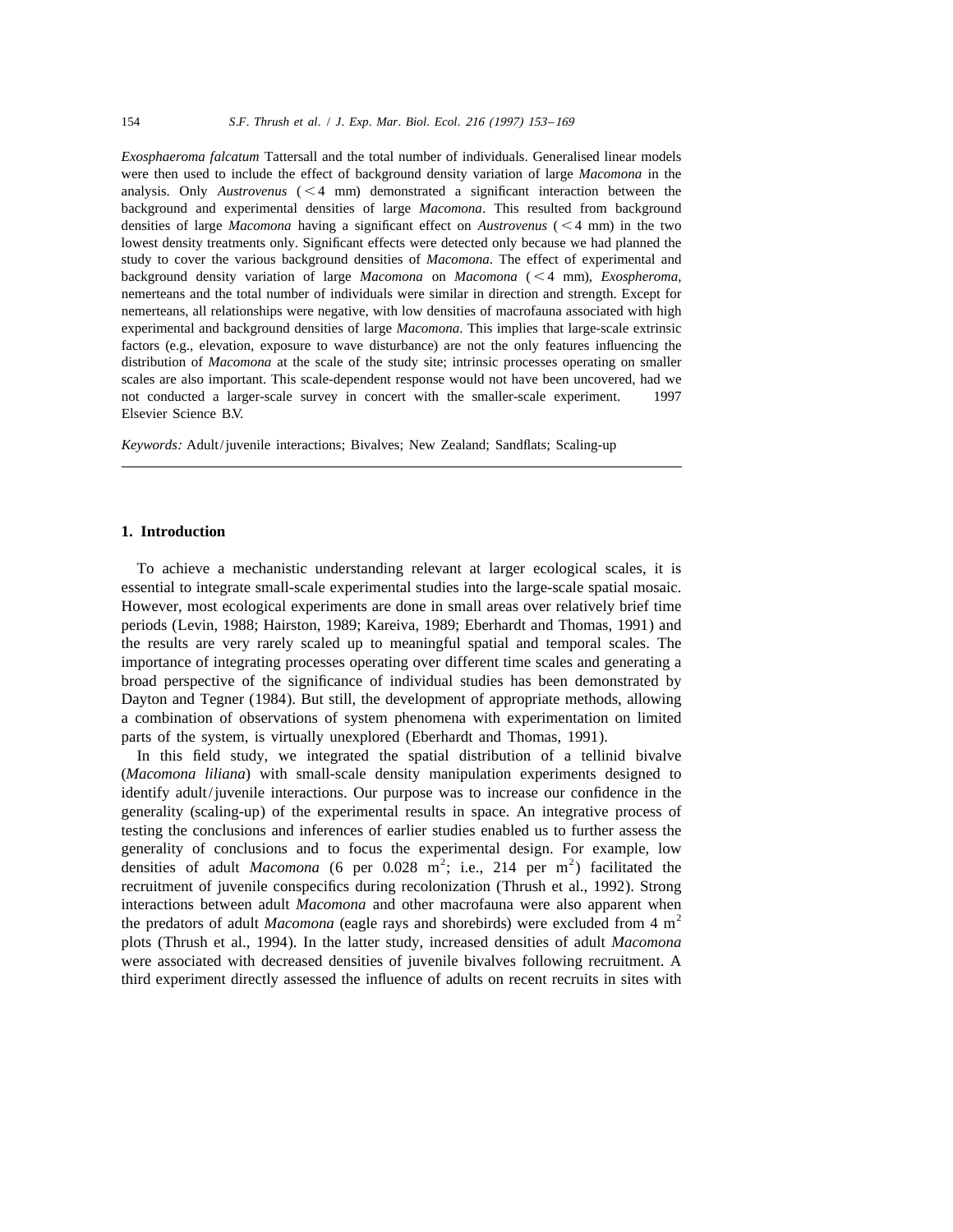*Exosphaeroma falcatum* Tattersall and the total number of individuals. Generalised linear models were then used to include the effect of background density variation of large *Macomona* in the analysis. Only *Austrovenus* ($<4$ mm) demonstrated a significant interaction between the background and experimental densities of large *Macomona*. This resulted from background densities of large *Macomona* having a significant effect on *Austrovenus* ($<4$ mm) in the two lowest density treatments only. Significant effects were detected only because we had planned the study to cover the various background densities of *Macomona*. The effect of experimental and background density variation of large *Macomona* on *Macomona* ($<4$ mm), *Exospheroma*, nemerteans and the total number of individuals were similar in direction and strength. Except for nemerteans, all relationships were negative, with low densities of macrofauna associated with high experimental and background densities of large *Macomona*. This implies that large-scale extrinsic factors (e.g., elevation, exposure to wave disturbance) are not the only features influencing the distribution of *Macomona* at the scale of the study site; intrinsic processes operating on smaller scales are also important. This scale-dependent response would not have been uncovered, had we not conducted a larger-scale survey in concert with the smaller-scale experiment. 1997 Elsevier Science B.V.

*Keywords:* Adult/juvenile interactions; Bivalves; New Zealand; Sandflats; Scaling-up

## 1. Introduction

To achieve a mechanistic understanding relevant at larger ecological scales, it is essential to integrate small-scale experimental studies into the large-scale spatial mosaic. However, most ecological experiments are done in small areas over relatively brief time periods (Levin, 1988; Hairston, 1989; Kareiva, 1989; Eberhardt and Thomas, 1991) and the results are very rarely scaled up to meaningful spatial and temporal scales. The importance of integrating processes operating over different time scales and generating a broad perspective of the significance of individual studies has been demonstrated by Dayton and Tegner (1984). But still, the development of appropriate methods, allowing a combination of observations of system phenomena with experimentation on limited parts of the system, is virtually unexplored (Eberhardt and Thomas, 1991).

In this field study, we integrated the spatial distribution of a tellinid bivalve (*Macomona liliana*) with small-scale density manipulation experiments designed to identify adult/juvenile interactions. Our purpose was to increase our confidence in the generality (scaling-up) of the experimental results in space. An integrative process of testing the conclusions and inferences of earlier studies enabled us to further assess the generality of conclusions and to focus the experimental design. For example, low densities of adult *Macomona* (6 per 0.028 $m^2$; i.e., 214 per $m^2$) facilitated the recruitment of juvenile conspecifics during recolonization (Thrush et al., 1992). Strong interactions between adult *Macomona* and other macrofauna were also apparent when the predators of adult *Macomona* (eagle rays and shorebirds) were excluded from 4 $m^2$ plots (Thrush et al., 1994). In the latter study, increased densities of adult *Macomona* were associated with decreased densities of juvenile bivalves following recruitment. A third experiment directly assessed the influence of adults on recent recruits in sites with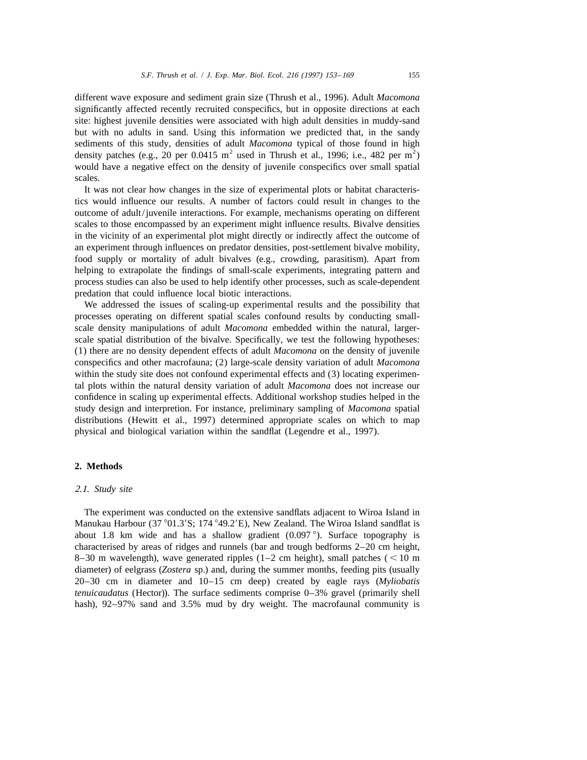different wave exposure and sediment grain size (Thrush et al., 1996). Adult *Macomona* significantly affected recently recruited conspecifics, but in opposite directions at each site: highest juvenile densities were associated with high adult densities in muddy-sand but with no adults in sand. Using this information we predicted that, in the sandy sediments of this study, densities of adult *Macomona* typical of those found in high density patches (e.g., 20 per 0.0415 $m^2$ used in Thrush et al., 1996; i.e., 482 per $m^2$) would have a negative effect on the density of juvenile conspecifics over small spatial scales.

It was not clear how changes in the size of experimental plots or habitat characteristics would influence our results. A number of factors could result in changes to the outcome of adult/juvenile interactions. For example, mechanisms operating on different scales to those encompassed by an experiment might influence results. Bivalve densities in the vicinity of an experimental plot might directly or indirectly affect the outcome of an experiment through influences on predator densities, post-settlement bivalve mobility, food supply or mortality of adult bivalves (e.g., crowding, parasitism). Apart from helping to extrapolate the findings of small-scale experiments, integrating pattern and process studies can also be used to help identify other processes, such as scale-dependent predation that could influence local biotic interactions.

We addressed the issues of scaling-up experimental results and the possibility that processes operating on different spatial scales confound results by conducting small-scale density manipulations of adult *Macomona* embedded within the natural, larger-scale spatial distribution of the bivalve. Specifically, we test the following hypotheses: (1) there are no density dependent effects of adult *Macomona* on the density of juvenile conspecifics and other macrofauna; (2) large-scale density variation of adult *Macomona* within the study site does not confound experimental effects and (3) locating experimental plots within the natural density variation of adult *Macomona* does not increase our confidence in scaling up experimental effects. Additional workshop studies helped in the study design and interpretion. For instance, preliminary sampling of *Macomona* spatial distributions (Hewitt et al., 1997) determined appropriate scales on which to map physical and biological variation within the sandflat (Legendre et al., 1997).

## 2. Methods

### *2.1. Study site*

The experiment was conducted on the extensive sandflats adjacent to Wiroa Island in Manukau Harbour (37°01.3′S; 174°49.2′E), New Zealand. The Wiroa Island sandflat is about 1.8 km wide and has a shallow gradient (0.097°). Surface topography is characterised by areas of ridges and runnels (bar and trough bedforms 2–20 cm height, 8–30 m wavelength), wave generated ripples (1–2 cm height), small patches (< 10 m diameter) of eelgrass (*Zostera* sp.) and, during the summer months, feeding pits (usually 20–30 cm in diameter and 10–15 cm deep) created by eagle rays (*Myliobatis tenuicaudatus* (Hector)). The surface sediments comprise 0–3% gravel (primarily shell hash), 92–97% sand and 3.5% mud by dry weight. The macrofaunal community is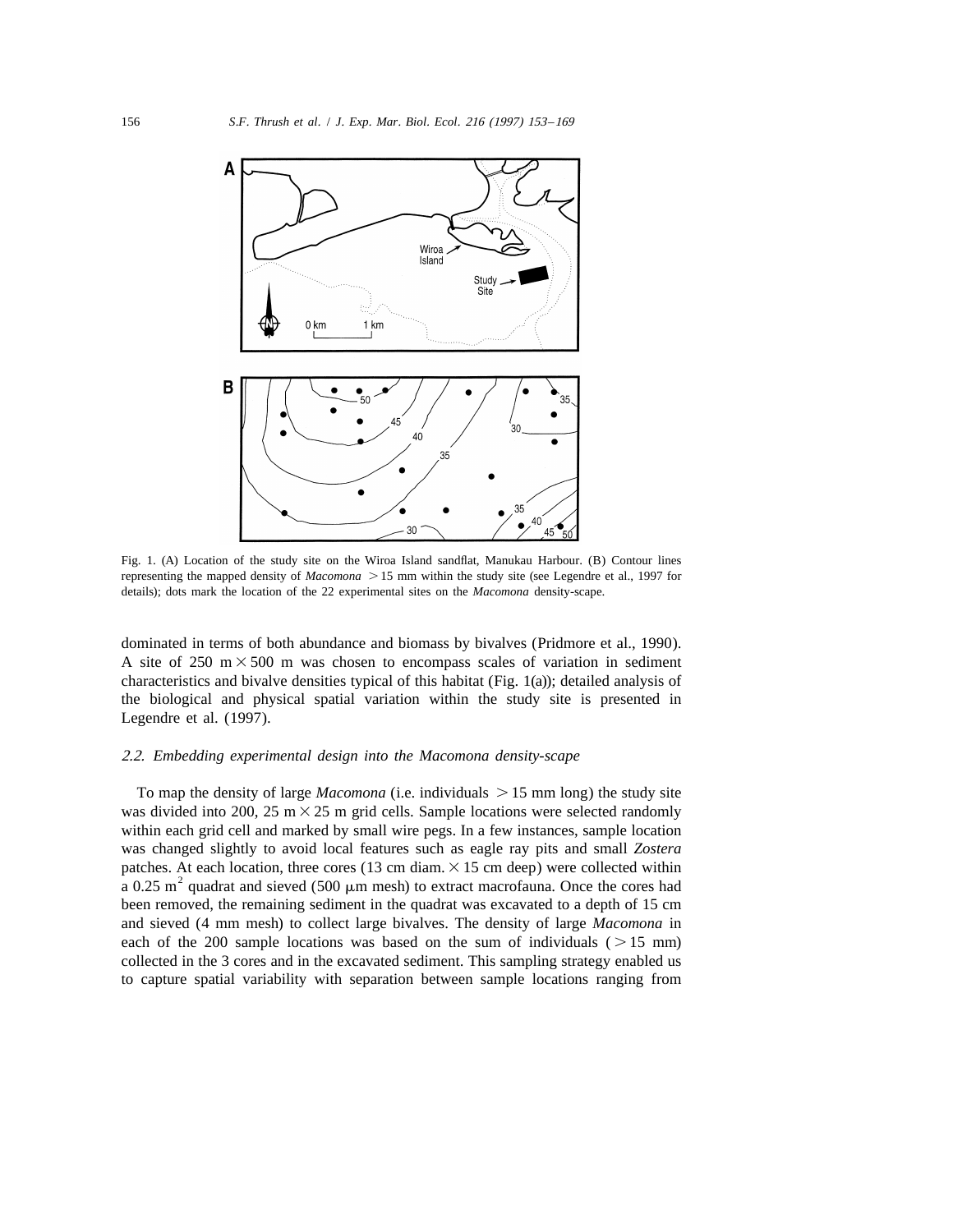Fig. 1. (A) Location of the study site on the Wiroa Island sandflat, Manukau Harbour. (B) Contour lines representing the mapped density of *Macomona* $>15$ mm within the study site (see Legendre et al., 1997 for details); dots mark the location of the 22 experimental sites on the *Macomona* density-scape.

dominated in terms of both abundance and biomass by bivalves (Pridmore et al., 1990). A site of 250 m $\times$ 500 m was chosen to encompass scales of variation in sediment characteristics and bivalve densities typical of this habitat (Fig. 1(a)); detailed analysis of the biological and physical spatial variation within the study site is presented in Legendre et al. (1997).

### *2.2. Embedding experimental design into the Macomona density-scape*

To map the density of large *Macomona* (i.e. individuals $>15$ mm long) the study site was divided into 200, 25 m $\times$ 25 m grid cells. Sample locations were selected randomly within each grid cell and marked by small wire pegs. In a few instances, sample location was changed slightly to avoid local features such as eagle ray pits and small *Zostera* patches. At each location, three cores (13 cm diam. $\times$ 15 cm deep) were collected within a 0.25 $m^2$ quadrat and sieved (500 $\mu$m mesh) to extract macrofauna. Once the cores had been removed, the remaining sediment in the quadrat was excavated to a depth of 15 cm and sieved (4 mm mesh) to collect large bivalves. The density of large *Macomona* in each of the 200 sample locations was based on the sum of individuals ($>15$ mm) collected in the 3 cores and in the excavated sediment. This sampling strategy enabled us to capture spatial variability with separation between sample locations ranging from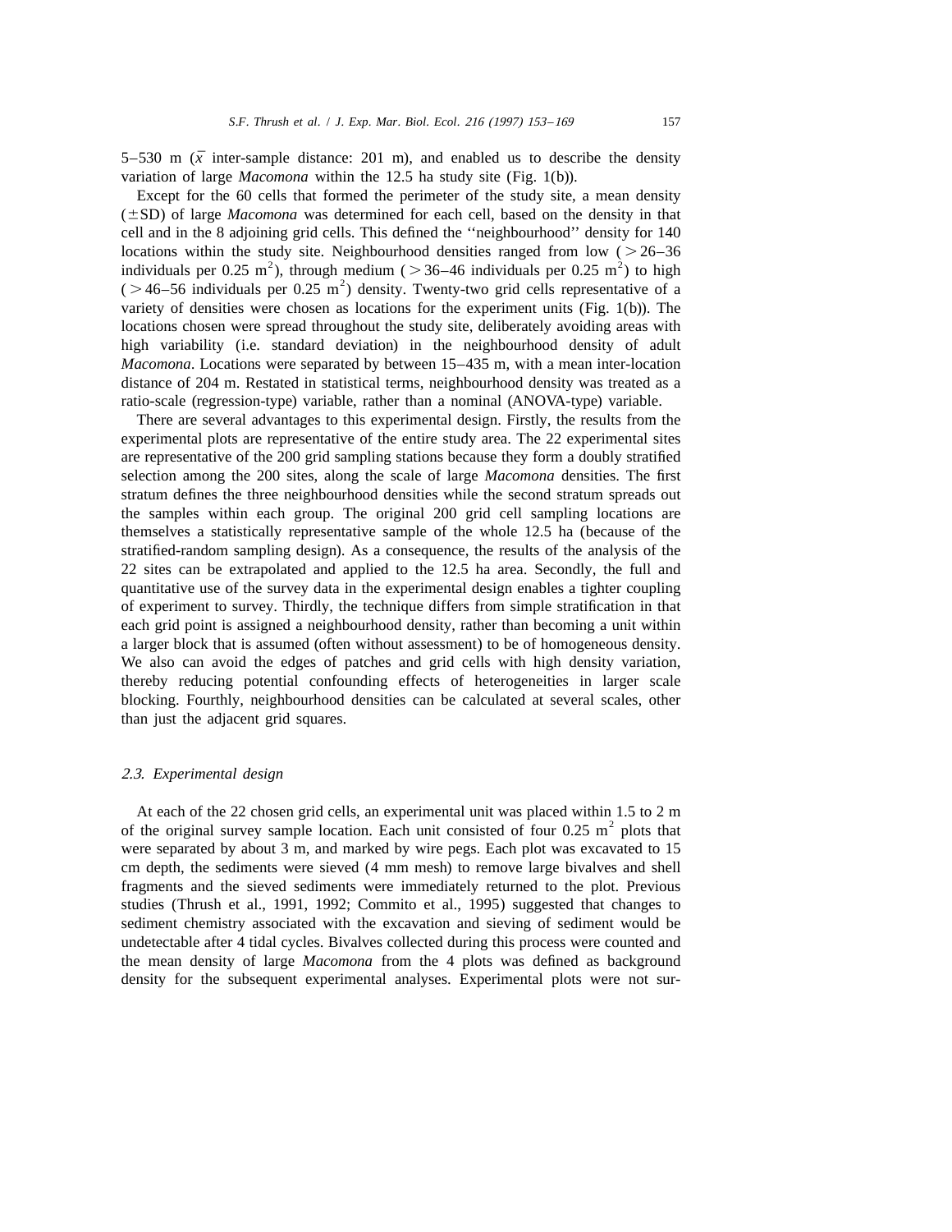5–530 m ($\bar{x}$ inter-sample distance: 201 m), and enabled us to describe the density variation of large *Macomona* within the 12.5 ha study site (Fig. 1(b)).

Except for the 60 cells that formed the perimeter of the study site, a mean density (±SD) of large *Macomona* was determined for each cell, based on the density in that cell and in the 8 adjoining grid cells. This defined the ''neighbourhood'' density for 140 locations within the study site. Neighbourhood densities ranged from low ($>$26–36 individuals per 0.25 $m^2$), through medium ($>$36–46 individuals per 0.25 $m^2$) to high ($>$46–56 individuals per 0.25 $m^2$) density. Twenty-two grid cells representative of a variety of densities were chosen as locations for the experiment units (Fig. 1(b)). The locations chosen were spread throughout the study site, deliberately avoiding areas with high variability (i.e. standard deviation) in the neighbourhood density of adult *Macomona*. Locations were separated by between 15–435 m, with a mean inter-location distance of 204 m. Restated in statistical terms, neighbourhood density was treated as a ratio-scale (regression-type) variable, rather than a nominal (ANOVA-type) variable.

There are several advantages to this experimental design. Firstly, the results from the experimental plots are representative of the entire study area. The 22 experimental sites are representative of the 200 grid sampling stations because they form a doubly stratified selection among the 200 sites, along the scale of large *Macomona* densities. The first stratum defines the three neighbourhood densities while the second stratum spreads out the samples within each group. The original 200 grid cell sampling locations are themselves a statistically representative sample of the whole 12.5 ha (because of the stratified-random sampling design). As a consequence, the results of the analysis of the 22 sites can be extrapolated and applied to the 12.5 ha area. Secondly, the full and quantitative use of the survey data in the experimental design enables a tighter coupling of experiment to survey. Thirdly, the technique differs from simple stratification in that each grid point is assigned a neighbourhood density, rather than becoming a unit within a larger block that is assumed (often without assessment) to be of homogeneous density. We also can avoid the edges of patches and grid cells with high density variation, thereby reducing potential confounding effects of heterogeneities in larger scale blocking. Fourthly, neighbourhood densities can be calculated at several scales, other than just the adjacent grid squares.

### *2.3. Experimental design*

At each of the 22 chosen grid cells, an experimental unit was placed within 1.5 to 2 m of the original survey sample location. Each unit consisted of four 0.25 $m^2$ plots that were separated by about 3 m, and marked by wire pegs. Each plot was excavated to 15 cm depth, the sediments were sieved (4 mm mesh) to remove large bivalves and shell fragments and the sieved sediments were immediately returned to the plot. Previous studies (Thrush et al., 1991, 1992; Commito et al., 1995) suggested that changes to sediment chemistry associated with the excavation and sieving of sediment would be undetectable after 4 tidal cycles. Bivalves collected during this process were counted and the mean density of large *Macomona* from the 4 plots was defined as background density for the subsequent experimental analyses. Experimental plots were not sur-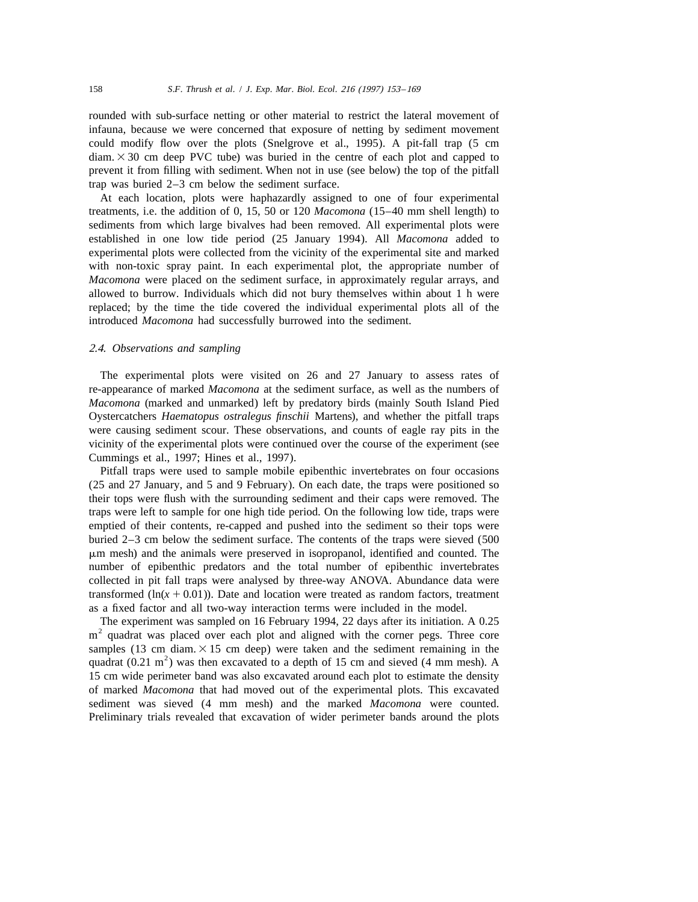rounded with sub-surface netting or other material to restrict the lateral movement of infauna, because we were concerned that exposure of netting by sediment movement could modify flow over the plots (Snelgrove et al., 1995). A pit-fall trap (5 cm diam. $\times$ 30 cm deep PVC tube) was buried in the centre of each plot and capped to prevent it from filling with sediment. When not in use (see below) the top of the pitfall trap was buried 2–3 cm below the sediment surface.

At each location, plots were haphazardly assigned to one of four experimental treatments, i.e. the addition of 0, 15, 50 or 120 *Macomona* (15–40 mm shell length) to sediments from which large bivalves had been removed. All experimental plots were established in one low tide period (25 January 1994). All *Macomona* added to experimental plots were collected from the vicinity of the experimental site and marked with non-toxic spray paint. In each experimental plot, the appropriate number of *Macomona* were placed on the sediment surface, in approximately regular arrays, and allowed to burrow. Individuals which did not bury themselves within about 1 h were replaced; by the time the tide covered the individual experimental plots all of the introduced *Macomona* had successfully burrowed into the sediment.

### 2.4. Observations and sampling

The experimental plots were visited on 26 and 27 January to assess rates of re-appearance of marked *Macomona* at the sediment surface, as well as the numbers of *Macomona* (marked and unmarked) left by predatory birds (mainly South Island Pied Oystercatchers *Haematopus ostralegus finschii* Martens), and whether the pitfall traps were causing sediment scour. These observations, and counts of eagle ray pits in the vicinity of the experimental plots were continued over the course of the experiment (see Cummings et al., 1997; Hines et al., 1997).

Pitfall traps were used to sample mobile epibenthic invertebrates on four occasions (25 and 27 January, and 5 and 9 February). On each date, the traps were positioned so their tops were flush with the surrounding sediment and their caps were removed. The traps were left to sample for one high tide period. On the following low tide, traps were emptied of their contents, re-capped and pushed into the sediment so their tops were buried 2–3 cm below the sediment surface. The contents of the traps were sieved (500 μm mesh) and the animals were preserved in isopropanol, identified and counted. The number of epibenthic predators and the total number of epibenthic invertebrates collected in pit fall traps were analysed by three-way ANOVA. Abundance data were transformed ($\ln(x + 0.01)$). Date and location were treated as random factors, treatment as a fixed factor and all two-way interaction terms were included in the model.

The experiment was sampled on 16 February 1994, 22 days after its initiation. A 0.25 $m^2$ quadrat was placed over each plot and aligned with the corner pegs. Three core samples (13 cm diam. $\times$ 15 cm deep) were taken and the sediment remaining in the quadrat (0.21 $m^2$) was then excavated to a depth of 15 cm and sieved (4 mm mesh). A 15 cm wide perimeter band was also excavated around each plot to estimate the density of marked *Macomona* that had moved out of the experimental plots. This excavated sediment was sieved (4 mm mesh) and the marked *Macomona* were counted. Preliminary trials revealed that excavation of wider perimeter bands around the plots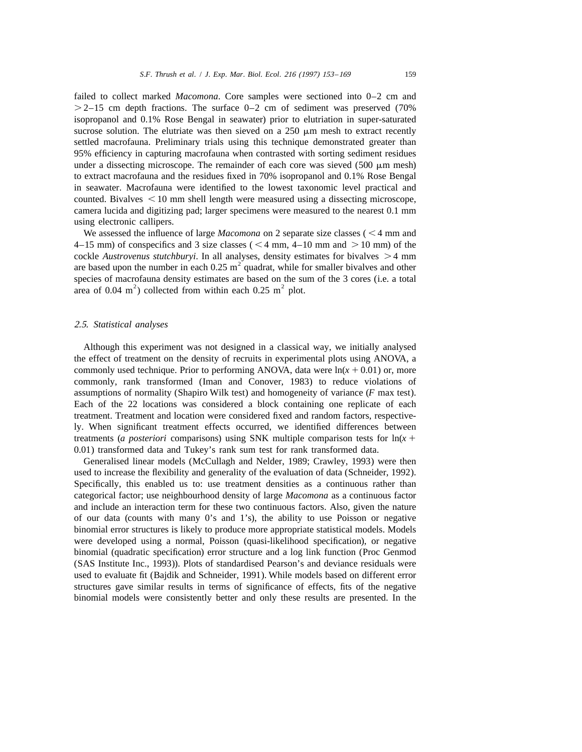failed to collect marked *Macomona*. Core samples were sectioned into 0–2 cm and >2–15 cm depth fractions. The surface 0–2 cm of sediment was preserved (70% isopropanol and 0.1% Rose Bengal in seawater) prior to elutriation in super-saturated sucrose solution. The elutriate was then sieved on a 250 μm mesh to extract recently settled macrofauna. Preliminary trials using this technique demonstrated greater than 95% efficiency in capturing macrofauna when contrasted with sorting sediment residues under a dissecting microscope. The remainder of each core was sieved (500 μm mesh) to extract macrofauna and the residues fixed in 70% isopropanol and 0.1% Rose Bengal in seawater. Macrofauna were identified to the lowest taxonomic level practical and counted. Bivalves <10 mm shell length were measured using a dissecting microscope, camera lucida and digitizing pad; larger specimens were measured to the nearest 0.1 mm using electronic callipers.

We assessed the influence of large *Macomona* on 2 separate size classes (<4 mm and 4–15 mm) of conspecifics and 3 size classes (<4 mm, 4–10 mm and >10 mm) of the cockle *Austrovenus stutchburyi*. In all analyses, density estimates for bivalves >4 mm are based upon the number in each 0.25 $m^2$ quadrat, while for smaller bivalves and other species of macrofauna density estimates are based on the sum of the 3 cores (i.e. a total area of 0.04 $m^2$) collected from within each 0.25 $m^2$ plot.

### *2.5. Statistical analyses*

Although this experiment was not designed in a classical way, we initially analysed the effect of treatment on the density of recruits in experimental plots using ANOVA, a commonly used technique. Prior to performing ANOVA, data were $\ln(x + 0.01)$ or, more commonly, rank transformed (Iman and Conover, 1983) to reduce violations of assumptions of normality (Shapiro Wilk test) and homogeneity of variance ($F$ max test). Each of the 22 locations was considered a block containing one replicate of each treatment. Treatment and location were considered fixed and random factors, respectively. When significant treatment effects occurred, we identified differences between treatments (*a posteriori* comparisons) using SNK multiple comparison tests for $\ln(x + 0.01)$ transformed data and Tukey's rank sum test for rank transformed data.

Generalised linear models (McCullagh and Nelder, 1989; Crawley, 1993) were then used to increase the flexibility and generality of the evaluation of data (Schneider, 1992). Specifically, this enabled us to: use treatment densities as a continuous rather than categorical factor; use neighbourhood density of large *Macomona* as a continuous factor and include an interaction term for these two continuous factors. Also, given the nature of our data (counts with many 0's and 1's), the ability to use Poisson or negative binomial error structures is likely to produce more appropriate statistical models. Models were developed using a normal, Poisson (quasi-likelihood specification), or negative binomial (quadratic specification) error structure and a log link function (Proc Genmod (SAS Institute Inc., 1993)). Plots of standardised Pearson's and deviance residuals were used to evaluate fit (Bajdik and Schneider, 1991). While models based on different error structures gave similar results in terms of significance of effects, fits of the negative binomial models were consistently better and only these results are presented. In the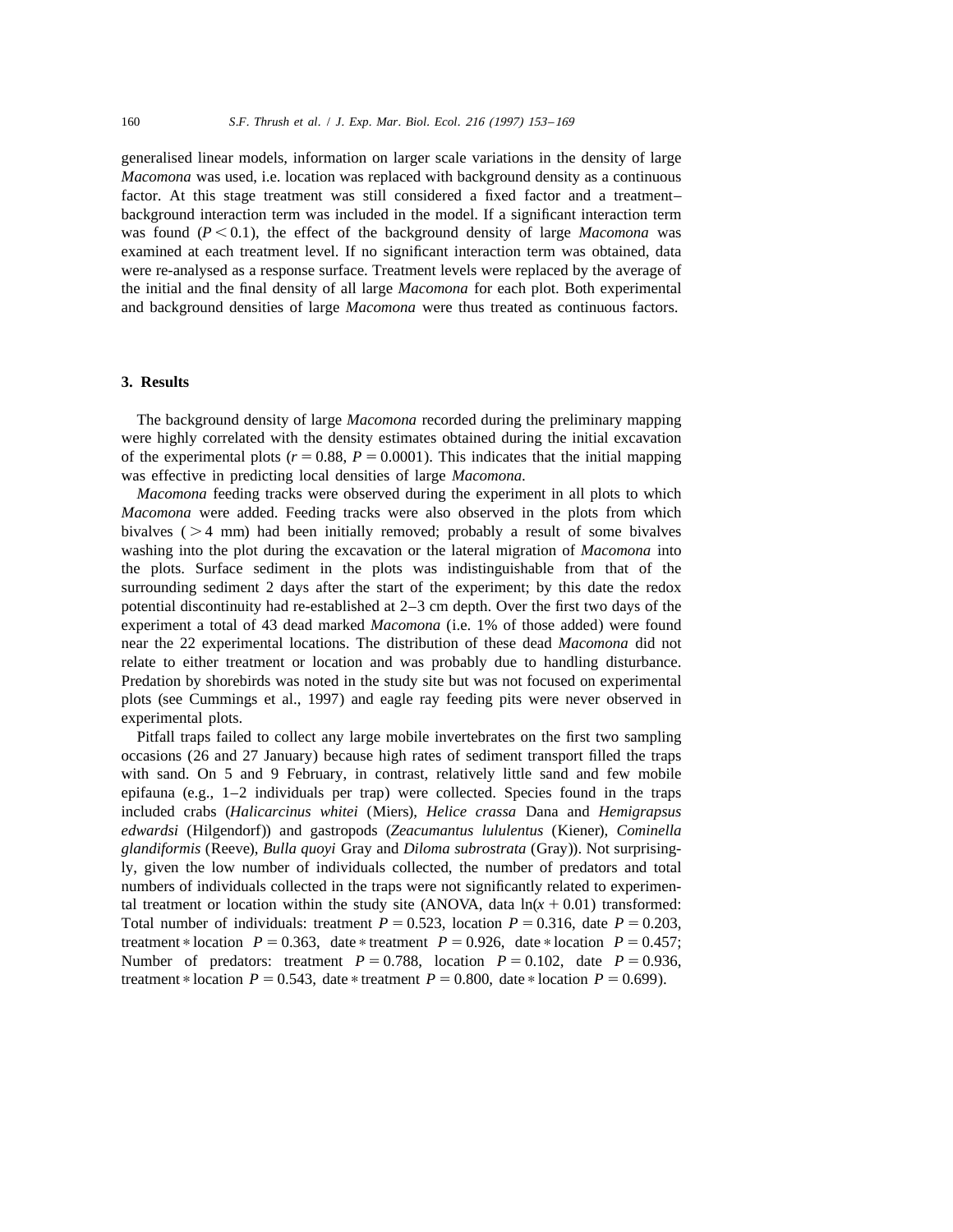generalised linear models, information on larger scale variations in the density of large *Macomona* was used, i.e. location was replaced with background density as a continuous factor. At this stage treatment was still considered a fixed factor and a treatment–background interaction term was included in the model. If a significant interaction term was found ($P < 0.1$), the effect of the background density of large *Macomona* was examined at each treatment level. If no significant interaction term was obtained, data were re-analysed as a response surface. Treatment levels were replaced by the average of the initial and the final density of all large *Macomona* for each plot. Both experimental and background densities of large *Macomona* were thus treated as continuous factors.

## 3. Results

The background density of large *Macomona* recorded during the preliminary mapping were highly correlated with the density estimates obtained during the initial excavation of the experimental plots ($r = 0.88$, $P = 0.0001$). This indicates that the initial mapping was effective in predicting local densities of large *Macomona*.

*Macomona* feeding tracks were observed during the experiment in all plots to which *Macomona* were added. Feeding tracks were also observed in the plots from which bivalves ($>4$ mm) had been initially removed; probably a result of some bivalves washing into the plot during the excavation or the lateral migration of *Macomona* into the plots. Surface sediment in the plots was indistinguishable from that of the surrounding sediment 2 days after the start of the experiment; by this date the redox potential discontinuity had re-established at 2–3 cm depth. Over the first two days of the experiment a total of 43 dead marked *Macomona* (i.e. 1% of those added) were found near the 22 experimental locations. The distribution of these dead *Macomona* did not relate to either treatment or location and was probably due to handling disturbance. Predation by shorebirds was noted in the study site but was not focused on experimental plots (see Cummings et al., 1997) and eagle ray feeding pits were never observed in experimental plots.

Pitfall traps failed to collect any large mobile invertebrates on the first two sampling occasions (26 and 27 January) because high rates of sediment transport filled the traps with sand. On 5 and 9 February, in contrast, relatively little sand and few mobile epifauna (e.g., 1–2 individuals per trap) were collected. Species found in the traps included crabs (*Halicarcinus whitei* (Miers), *Helice crassa* Dana and *Hemigrapsus edwardsi* (Hilgendorf)) and gastropods (*Zeacumantus lululentus* (Kiener), *Cominella glandiformis* (Reeve), *Bulla quoyi* Gray and *Diloma subrostrata* (Gray)). Not surprisingly, given the low number of individuals collected, the number of predators and total numbers of individuals collected in the traps were not significantly related to experimental treatment or location within the study site (ANOVA, data $\ln(x + 0.01)$ transformed: Total number of individuals: treatment $P = 0.523$, location $P = 0.316$, date $P = 0.203$, treatment \* location $P = 0.363$, date \* treatment $P = 0.926$, date \* location $P = 0.457$; Number of predators: treatment $P = 0.788$, location $P = 0.102$, date $P = 0.936$, treatment \* location $P = 0.543$, date \* treatment $P = 0.800$, date \* location $P = 0.699$).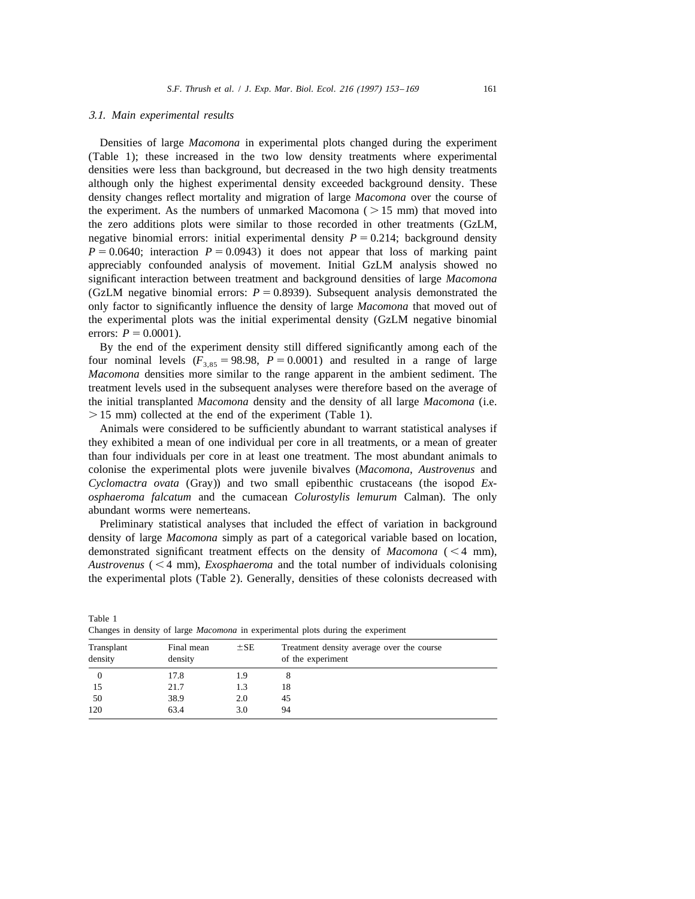### 3.1. Main experimental results

Densities of large *Macomona* in experimental plots changed during the experiment (Table 1); these increased in the two low density treatments where experimental densities were less than background, but decreased in the two high density treatments although only the highest experimental density exceeded background density. These density changes reflect mortality and migration of large *Macomona* over the course of the experiment. As the numbers of unmarked Macomona ( > 15 mm) that moved into the zero additions plots were similar to those recorded in other treatments (GzLM, negative binomial errors: initial experimental density $P = 0.214$; background density $P = 0.0640$; interaction $P = 0.0943$) it does not appear that loss of marking paint appreciably confounded analysis of movement. Initial GzLM analysis showed no significant interaction between treatment and background densities of large *Macomona* (GzLM negative binomial errors: $P = 0.8939$). Subsequent analysis demonstrated the only factor to significantly influence the density of large *Macomona* that moved out of the experimental plots was the initial experimental density (GzLM negative binomial errors: $P = 0.0001$).

By the end of the experiment density still differed significantly among each of the four nominal levels ($F_{3,85} = 98.98$, $P = 0.0001$) and resulted in a range of large *Macomona* densities more similar to the range apparent in the ambient sediment. The treatment levels used in the subsequent analyses were therefore based on the average of the initial transplanted *Macomona* density and the density of all large *Macomona* (i.e. > 15 mm) collected at the end of the experiment (Table 1).

Animals were considered to be sufficiently abundant to warrant statistical analyses if they exhibited a mean of one individual per core in all treatments, or a mean of greater than four individuals per core in at least one treatment. The most abundant animals to colonise the experimental plots were juvenile bivalves (*Macomona*, *Austrovenus* and *Cyclomactra ovata* (Gray)) and two small epibenthic crustaceans (the isopod *Exosphaeroma falcatum* and the cumacean *Colurostylis lemurum* Calman). The only abundant worms were nemerteans.

Preliminary statistical analyses that included the effect of variation in background density of large *Macomona* simply as part of a categorical variable based on location, demonstrated significant treatment effects on the density of *Macomona* ( < 4 mm), *Austrovenus* ( < 4 mm), *Exosphaeroma* and the total number of individuals colonising the experimental plots (Table 2). Generally, densities of these colonists decreased with

Table 1
Changes in density of large *Macomona* in experimental plots during the experiment

| Transplant density | Final mean density | ±SE | Treatment density average over the course of the experiment |
|---|---|---|---|
| 0 | 17.8 | 1.9 | 8 |
| 15 | 21.7 | 1.3 | 18 |
| 50 | 38.9 | 2.0 | 45 |
| 120 | 63.4 | 3.0 | 94 |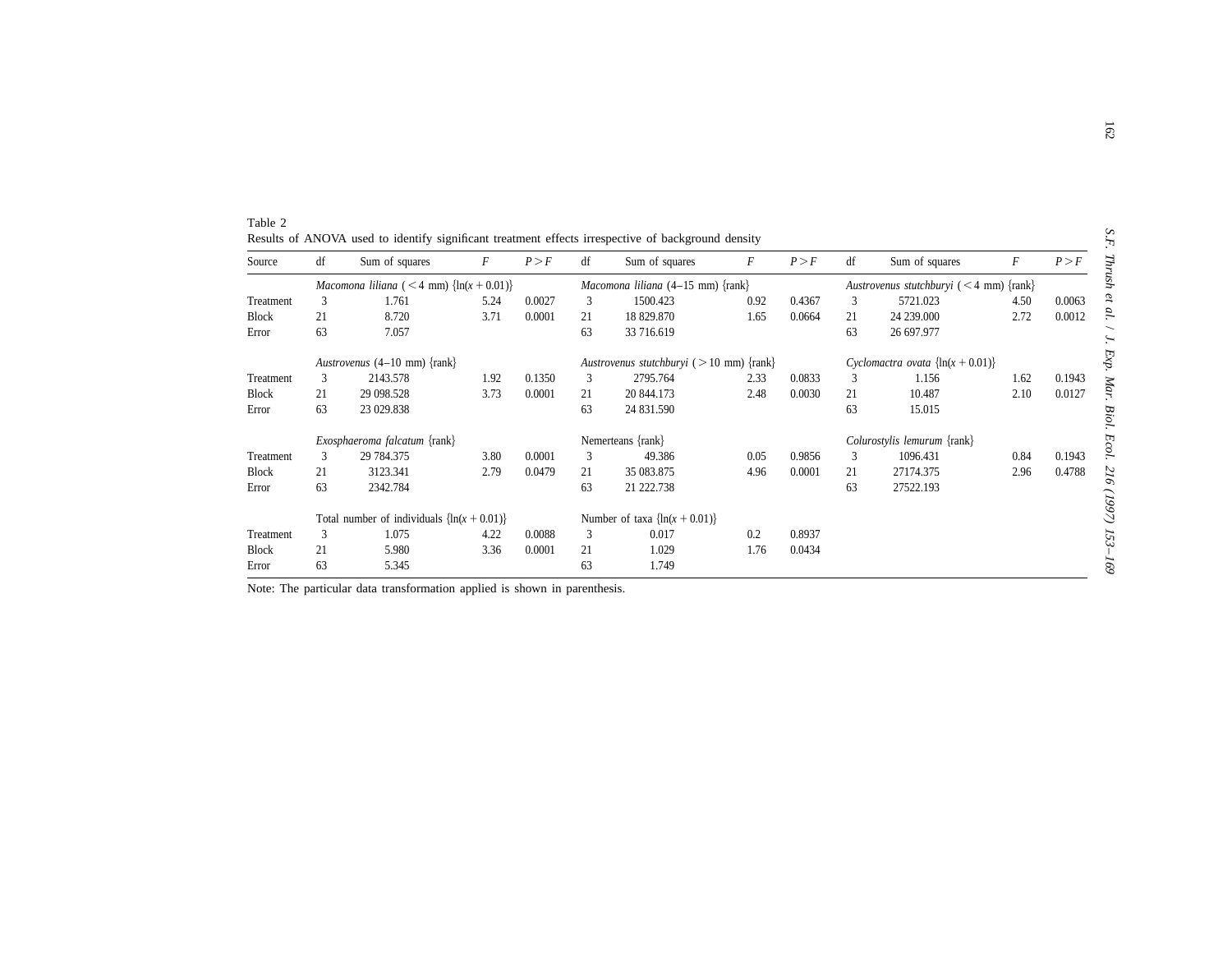Table 2
Results of ANOVA used to identify significant treatment effects irrespective of background density

| Source | df | Sum of squares | $F$ | $P>F$ | df | Sum of squares | $F$ | $P>F$ | df | Sum of squares | $F$ | $P>F$ |
|---|---|---|---|---|---|---|---|---|---|---|---|---|
| | *Macomona liliana* ( $<4$ mm) {ln($x+0.01$)} | | | | *Macomona liliana* (4–15 mm) {rank} | | | | *Austrovenus stutchburyi* ( $<4$ mm) {rank} | | | |
| Treatment | 3 | 1.761 | 5.24 | 0.0027 | 3 | 1500.423 | 0.92 | 0.4367 | 3 | 5721.023 | 4.50 | 0.0063 |
| Block | 21 | 8.720 | 3.71 | 0.0001 | 21 | 18 829.870 | 1.65 | 0.0664 | 21 | 24 239.000 | 2.72 | 0.0012 |
| Error | 63 | 7.057 | | | 63 | 33 716.619 | | | 63 | 26 697.977 | | |
| | *Austrovenus* (4–10 mm) {rank} | | | | *Austrovenus stutchburyi* ( $>10$ mm) {rank} | | | | *Cyclomactra ovata* {ln($x+0.01$)} | | | |
| Treatment | 3 | 2143.578 | 1.92 | 0.1350 | 3 | 2795.764 | 2.33 | 0.0833 | 3 | 1.156 | 1.62 | 0.1943 |
| Block | 21 | 29 098.528 | 3.73 | 0.0001 | 21 | 20 844.173 | 2.48 | 0.0030 | 21 | 10.487 | 2.10 | 0.0127 |
| Error | 63 | 23 029.838 | | | 63 | 24 831.590 | | | 63 | 15.015 | | |
| | *Exosphaeroma falcatum* {rank} | | | | Nemerteans {rank} | | | | *Colurostylis lemurum* {rank} | | | |
| Treatment | 3 | 29 784.375 | 3.80 | 0.0001 | 3 | 49.386 | 0.05 | 0.9856 | 3 | 1096.431 | 0.84 | 0.1943 |
| Block | 21 | 3123.341 | 2.79 | 0.0479 | 21 | 35 083.875 | 4.96 | 0.0001 | 21 | 27174.375 | 2.96 | 0.4788 |
| Error | 63 | 2342.784 | | | 63 | 21 222.738 | | | 63 | 27522.193 | | |
| | Total number of individuals {ln($x+0.01$)} | | | | Number of taxa {ln($x+0.01$)} | | | | | | | |
| Treatment | 3 | 1.075 | 4.22 | 0.0088 | 3 | 0.017 | 0.2 | 0.8937 | | | | |
| Block | 21 | 5.980 | 3.36 | 0.0001 | 21 | 1.029 | 1.76 | 0.0434 | | | | |
| Error | 63 | 5.345 | | | 63 | 1.749 | | | | | | |

Note: The particular data transformation applied is shown in parenthesis.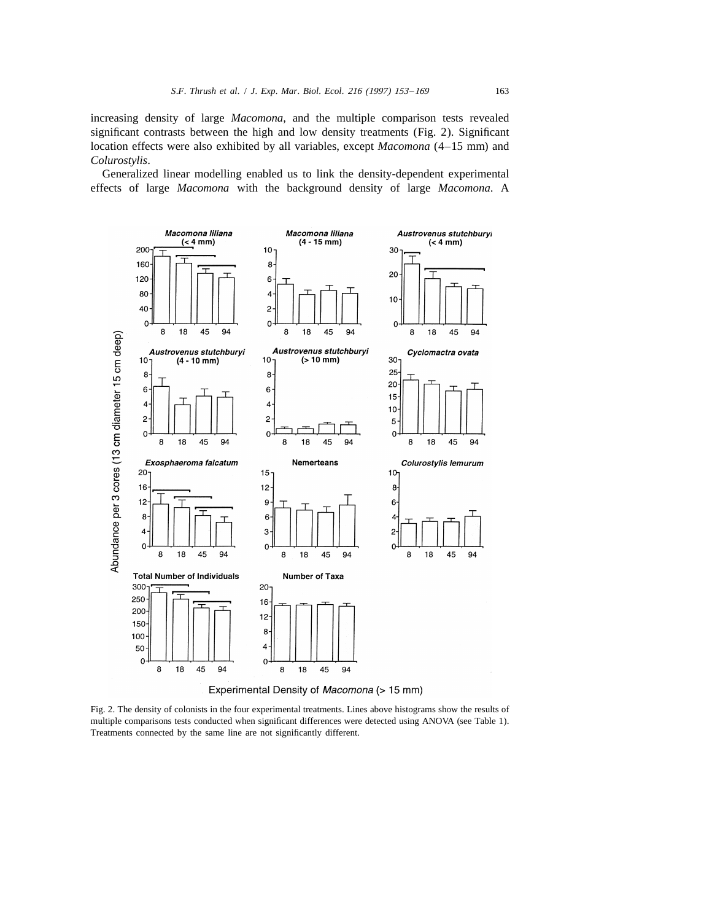increasing density of large *Macomona*, and the multiple comparison tests revealed significant contrasts between the high and low density treatments (Fig. 2). Significant location effects were also exhibited by all variables, except *Macomona* (4–15 mm) and *Colurostylis*.

Generalized linear modelling enabled us to link the density-dependent experimental effects of large *Macomona* with the background density of large *Macomona*. A

Fig. 2. The density of colonists in the four experimental treatments. Lines above histograms show the results of multiple comparisons tests conducted when significant differences were detected using ANOVA (see Table 1). Treatments connected by the same line are not significantly different.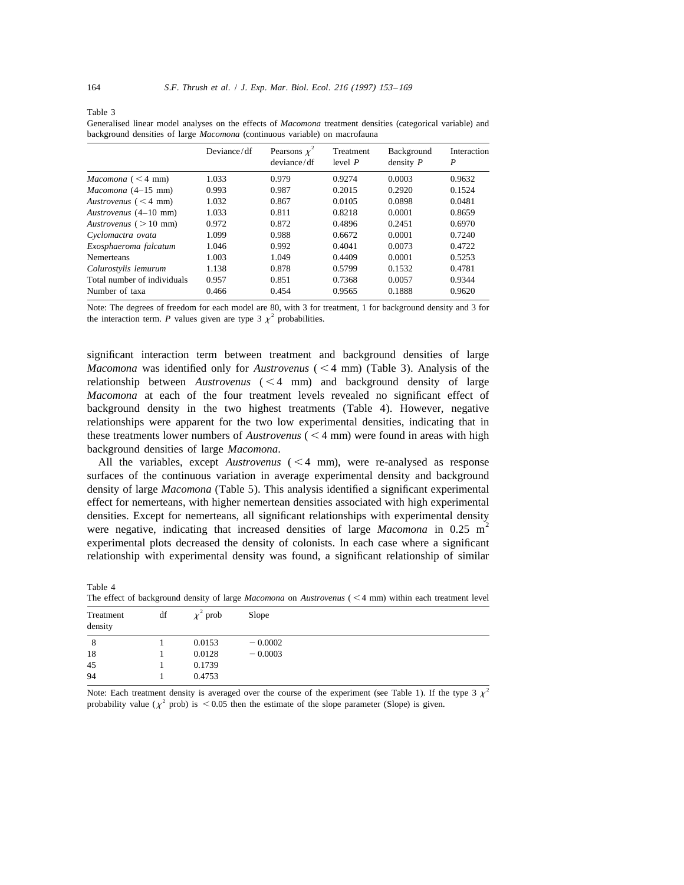Table 3
Generalised linear model analyses on the effects of *Macomona* treatment densities (categorical variable) and background densities of large *Macomona* (continuous variable) on macrofauna

| | Deviance/df | Pearsons $\chi^2$ deviance/df | Treatment level *P* | Background density *P* | Interaction *P* |
|---|---|---|---|---|---|
| *Macomona* (<4 mm) | 1.033 | 0.979 | 0.9274 | 0.0003 | 0.9632 |
| *Macomona* (4–15 mm) | 0.993 | 0.987 | 0.2015 | 0.2920 | 0.1524 |
| *Austrovenus* (<4 mm) | 1.032 | 0.867 | 0.0105 | 0.0898 | 0.0481 |
| *Austrovenus* (4–10 mm) | 1.033 | 0.811 | 0.8218 | 0.0001 | 0.8659 |
| *Austrovenus* (>10 mm) | 0.972 | 0.872 | 0.4896 | 0.2451 | 0.6970 |
| *Cyclomactra ovata* | 1.099 | 0.988 | 0.6672 | 0.0001 | 0.7240 |
| *Exosphaeroma falcatum* | 1.046 | 0.992 | 0.4041 | 0.0073 | 0.4722 |
| Nemerteans | 1.003 | 1.049 | 0.4409 | 0.0001 | 0.5253 |
| *Colurostylis lemurum* | 1.138 | 0.878 | 0.5799 | 0.1532 | 0.4781 |
| Total number of individuals | 0.957 | 0.851 | 0.7368 | 0.0057 | 0.9344 |
| Number of taxa | 0.466 | 0.454 | 0.9565 | 0.1888 | 0.9620 |

Note: The degrees of freedom for each model are 80, with 3 for treatment, 1 for background density and 3 for the interaction term. *P* values given are type 3 $\chi^2$ probabilities.

significant interaction term between treatment and background densities of large *Macomona* was identified only for *Austrovenus* (<4 mm) (Table 3). Analysis of the relationship between *Austrovenus* (<4 mm) and background density of large *Macomona* at each of the four treatment levels revealed no significant effect of background density in the two highest treatments (Table 4). However, negative relationships were apparent for the two low experimental densities, indicating that in these treatments lower numbers of *Austrovenus* (<4 mm) were found in areas with high background densities of large *Macomona*.

All the variables, except *Austrovenus* (<4 mm), were re-analysed as response surfaces of the continuous variation in average experimental density and background density of large *Macomona* (Table 5). This analysis identified a significant experimental effect for nemerteans, with higher nemertean densities associated with high experimental densities. Except for nemerteans, all significant relationships with experimental density were negative, indicating that increased densities of large *Macomona* in 0.25 $m^2$ experimental plots decreased the density of colonists. In each case where a significant relationship with experimental density was found, a significant relationship of similar

Table 4
The effect of background density of large *Macomona* on *Austrovenus* (<4 mm) within each treatment level

| Treatment density | df | $\chi^2$ prob | Slope |
|---|---|---|---|
| 8 | 1 | 0.0153 | −0.0002 |
| 18 | 1 | 0.0128 | −0.0003 |
| 45 | 1 | 0.1739 | |
| 94 | 1 | 0.4753 | |

Note: Each treatment density is averaged over the course of the experiment (see Table 1). If the type 3 $\chi^2$ probability value ($\chi^2$ prob) is <0.05 then the estimate of the slope parameter (Slope) is given.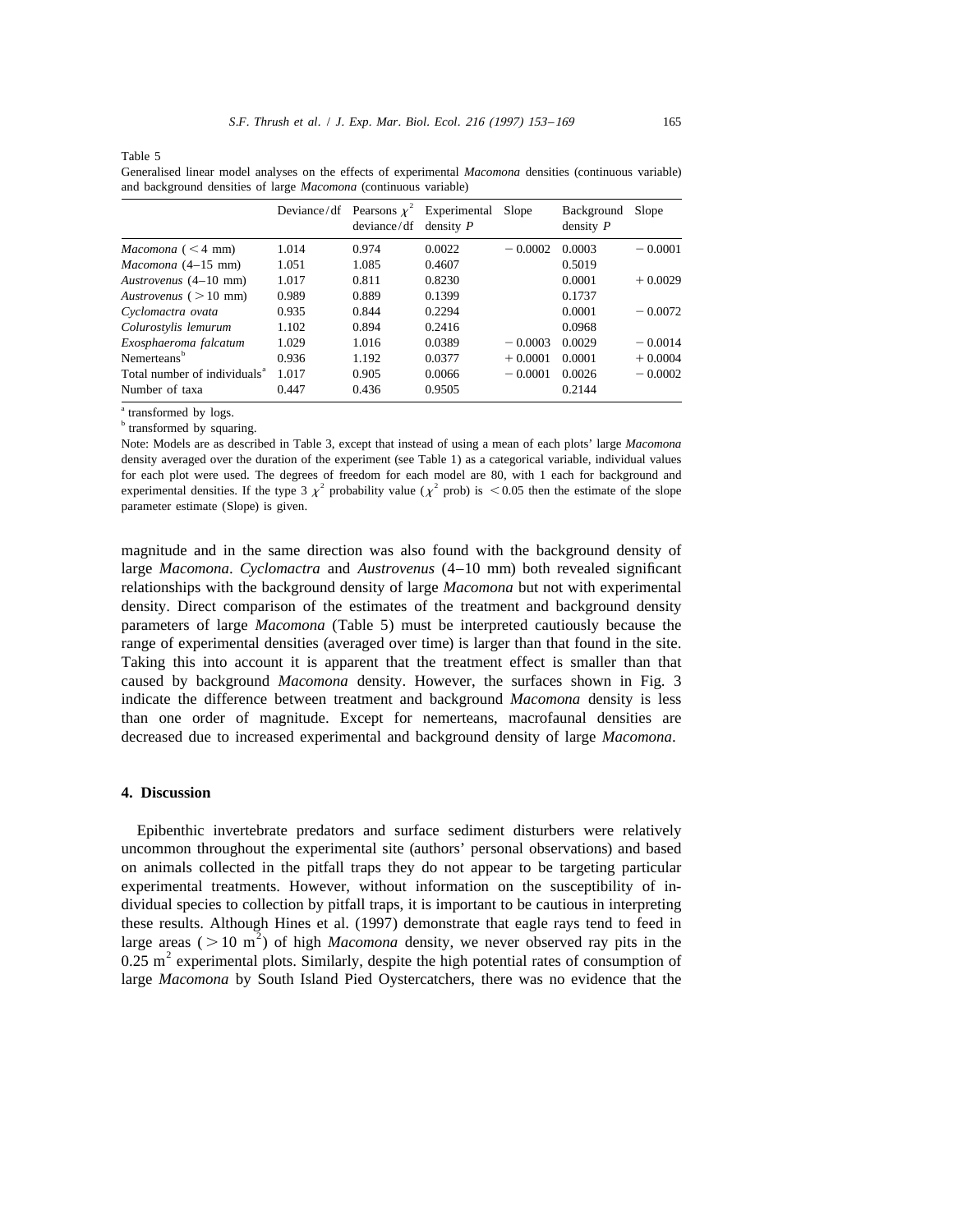Table 5

Generalised linear model analyses on the effects of experimental *Macomona* densities (continuous variable) and background densities of large *Macomona* (continuous variable)

| | Deviance/df | Pearsons $\chi^2$ deviance/df | Experimental density $P$ | Slope | Background density $P$ | Slope |
|---|---|---|---|---|---|---|
| *Macomona* (<4 mm) | 1.014 | 0.974 | 0.0022 | −0.0002 | 0.0003 | −0.0001 |
| *Macomona* (4–15 mm) | 1.051 | 1.085 | 0.4607 | | 0.5019 | |
| *Austrovenus* (4–10 mm) | 1.017 | 0.811 | 0.8230 | | 0.0001 | +0.0029 |
| *Austrovenus* (>10 mm) | 0.989 | 0.889 | 0.1399 | | 0.1737 | |
| *Cyclomactra ovata* | 0.935 | 0.844 | 0.2294 | | 0.0001 | −0.0072 |
| *Colurostylis lemurum* | 1.102 | 0.894 | 0.2416 | | 0.0968 | |
| *Exosphaeroma falcatum* | 1.029 | 1.016 | 0.0389 | −0.0003 | 0.0029 | −0.0014 |
| Nemerteans[b] | 0.936 | 1.192 | 0.0377 | +0.0001 | 0.0001 | +0.0004 |
| Total number of individuals[a] | 1.017 | 0.905 | 0.0066 | −0.0001 | 0.0026 | −0.0002 |
| Number of taxa | 0.447 | 0.436 | 0.9505 | | 0.2144 | |

[a] transformed by logs.

[b] transformed by squaring.

Note: Models are as described in Table 3, except that instead of using a mean of each plots' large *Macomona* density averaged over the duration of the experiment (see Table 1) as a categorical variable, individual values for each plot were used. The degrees of freedom for each model are 80, with 1 each for background and experimental densities. If the type 3 $\chi^2$ probability value ($\chi^2$ prob) is $<0.05$ then the estimate of the slope parameter estimate (Slope) is given.

magnitude and in the same direction was also found with the background density of large *Macomona*. *Cyclomactra* and *Austrovenus* (4–10 mm) both revealed significant relationships with the background density of large *Macomona* but not with experimental density. Direct comparison of the estimates of the treatment and background density parameters of large *Macomona* (Table 5) must be interpreted cautiously because the range of experimental densities (averaged over time) is larger than that found in the site. Taking this into account it is apparent that the treatment effect is smaller than that caused by background *Macomona* density. However, the surfaces shown in Fig. 3 indicate the difference between treatment and background *Macomona* density is less than one order of magnitude. Except for nemerteans, macrofaunal densities are decreased due to increased experimental and background density of large *Macomona*.

## 4. Discussion

Epibenthic invertebrate predators and surface sediment disturbers were relatively uncommon throughout the experimental site (authors' personal observations) and based on animals collected in the pitfall traps they do not appear to be targeting particular experimental treatments. However, without information on the susceptibility of individual species to collection by pitfall traps, it is important to be cautious in interpreting these results. Although Hines et al. (1997) demonstrate that eagle rays tend to feed in large areas ($>10$ m$^2$) of high *Macomona* density, we never observed ray pits in the 0.25 m$^2$ experimental plots. Similarly, despite the high potential rates of consumption of large *Macomona* by South Island Pied Oystercatchers, there was no evidence that the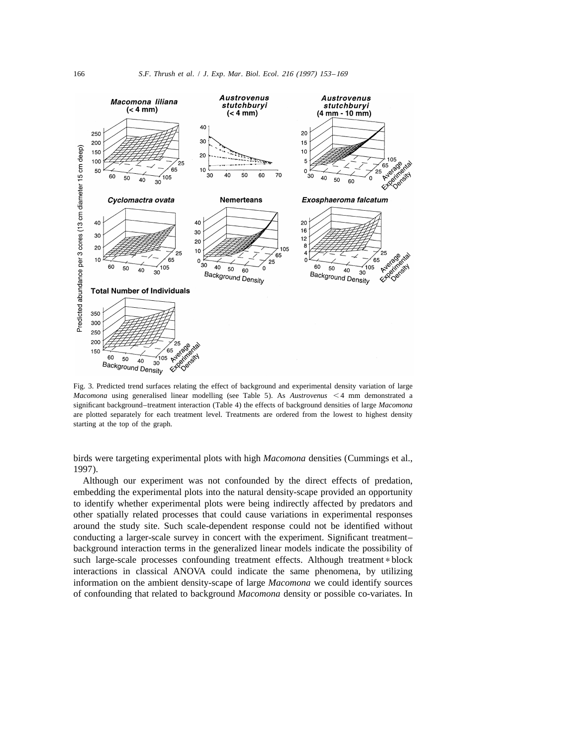Fig. 3. Predicted trend surfaces relating the effect of background and experimental density variation of large *Macomona* using generalised linear modelling (see Table 5). As *Austrovenus* <4 mm demonstrated a significant background–treatment interaction (Table 4) the effects of background densities of large *Macomona* are plotted separately for each treatment level. Treatments are ordered from the lowest to highest density starting at the top of the graph.

birds were targeting experimental plots with high *Macomona* densities (Cummings et al., 1997).

Although our experiment was not confounded by the direct effects of predation, embedding the experimental plots into the natural density-scape provided an opportunity to identify whether experimental plots were being indirectly affected by predators and other spatially related processes that could cause variations in experimental responses around the study site. Such scale-dependent response could not be identified without conducting a larger-scale survey in concert with the experiment. Significant treatment–background interaction terms in the generalized linear models indicate the possibility of such large-scale processes confounding treatment effects. Although treatment * block interactions in classical ANOVA could indicate the same phenomena, by utilizing information on the ambient density-scape of large *Macomona* we could identify sources of confounding that related to background *Macomona* density or possible co-variates. In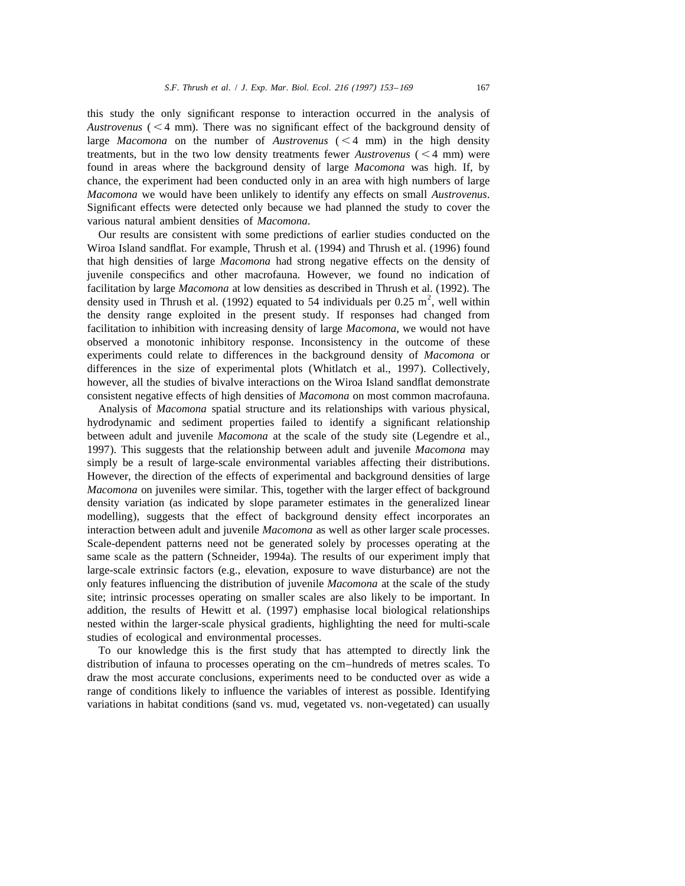this study the only significant response to interaction occurred in the analysis of *Austrovenus* (< 4 mm). There was no significant effect of the background density of large *Macomona* on the number of *Austrovenus* (< 4 mm) in the high density treatments, but in the two low density treatments fewer *Austrovenus* (< 4 mm) were found in areas where the background density of large *Macomona* was high. If, by chance, the experiment had been conducted only in an area with high numbers of large *Macomona* we would have been unlikely to identify any effects on small *Austrovenus*. Significant effects were detected only because we had planned the study to cover the various natural ambient densities of *Macomona*.

Our results are consistent with some predictions of earlier studies conducted on the Wiroa Island sandflat. For example, Thrush et al. (1994) and Thrush et al. (1996) found that high densities of large *Macomona* had strong negative effects on the density of juvenile conspecifics and other macrofauna. However, we found no indication of facilitation by large *Macomona* at low densities as described in Thrush et al. (1992). The density used in Thrush et al. (1992) equated to 54 individuals per 0.25 $m^2$, well within the density range exploited in the present study. If responses had changed from facilitation to inhibition with increasing density of large *Macomona*, we would not have observed a monotonic inhibitory response. Inconsistency in the outcome of these experiments could relate to differences in the background density of *Macomona* or differences in the size of experimental plots (Whitlatch et al., 1997). Collectively, however, all the studies of bivalve interactions on the Wiroa Island sandflat demonstrate consistent negative effects of high densities of *Macomona* on most common macrofauna.

Analysis of *Macomona* spatial structure and its relationships with various physical, hydrodynamic and sediment properties failed to identify a significant relationship between adult and juvenile *Macomona* at the scale of the study site (Legendre et al., 1997). This suggests that the relationship between adult and juvenile *Macomona* may simply be a result of large-scale environmental variables affecting their distributions. However, the direction of the effects of experimental and background densities of large *Macomona* on juveniles were similar. This, together with the larger effect of background density variation (as indicated by slope parameter estimates in the generalized linear modelling), suggests that the effect of background density effect incorporates an interaction between adult and juvenile *Macomona* as well as other larger scale processes. Scale-dependent patterns need not be generated solely by processes operating at the same scale as the pattern (Schneider, 1994a). The results of our experiment imply that large-scale extrinsic factors (e.g., elevation, exposure to wave disturbance) are not the only features influencing the distribution of juvenile *Macomona* at the scale of the study site; intrinsic processes operating on smaller scales are also likely to be important. In addition, the results of Hewitt et al. (1997) emphasise local biological relationships nested within the larger-scale physical gradients, highlighting the need for multi-scale studies of ecological and environmental processes.

To our knowledge this is the first study that has attempted to directly link the distribution of infauna to processes operating on the cm–hundreds of metres scales. To draw the most accurate conclusions, experiments need to be conducted over as wide a range of conditions likely to influence the variables of interest as possible. Identifying variations in habitat conditions (sand vs. mud, vegetated vs. non-vegetated) can usually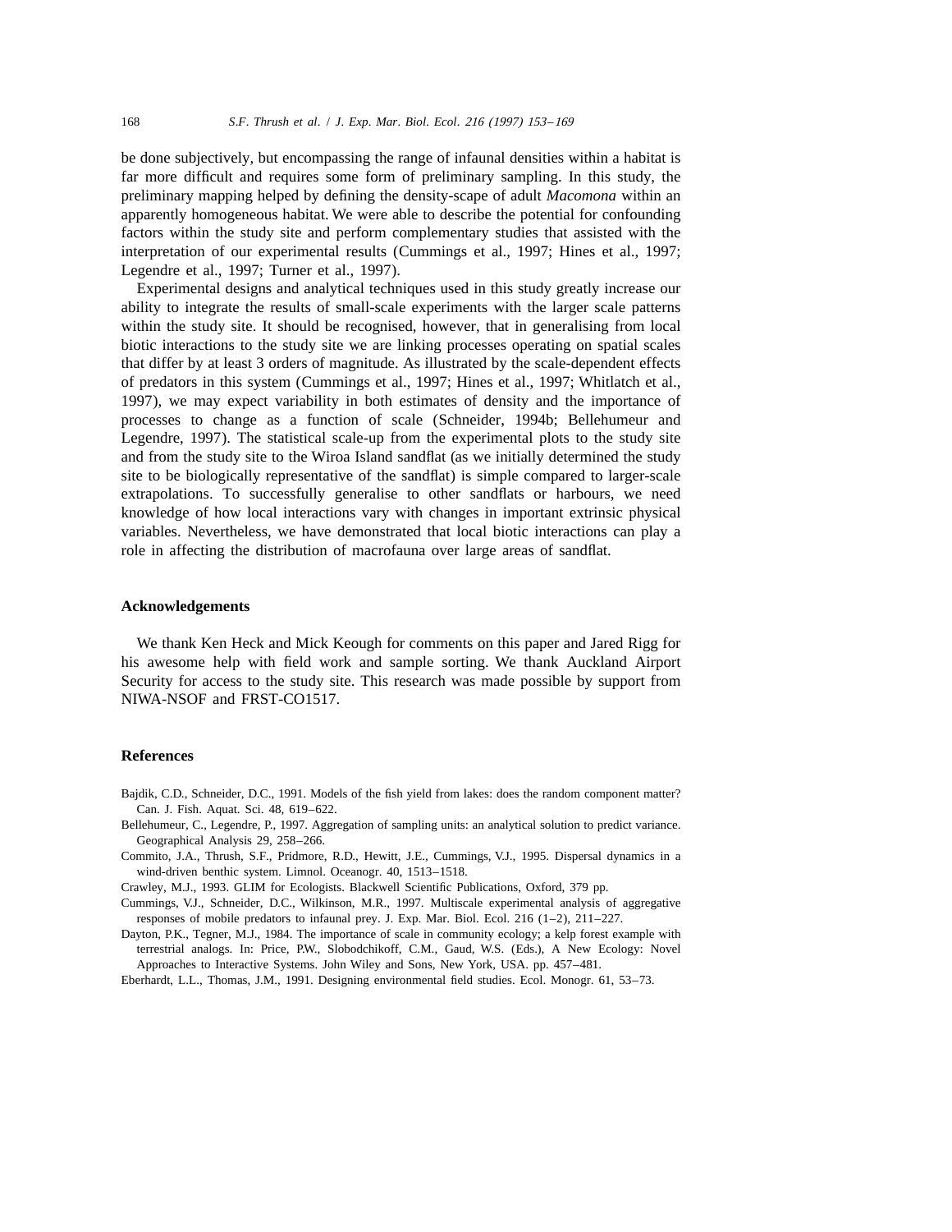be done subjectively, but encompassing the range of infaunal densities within a habitat is far more difficult and requires some form of preliminary sampling. In this study, the preliminary mapping helped by defining the density-scape of adult *Macomona* within an apparently homogeneous habitat. We were able to describe the potential for confounding factors within the study site and perform complementary studies that assisted with the interpretation of our experimental results (Cummings et al., 1997; Hines et al., 1997; Legendre et al., 1997; Turner et al., 1997).

Experimental designs and analytical techniques used in this study greatly increase our ability to integrate the results of small-scale experiments with the larger scale patterns within the study site. It should be recognised, however, that in generalising from local biotic interactions to the study site we are linking processes operating on spatial scales that differ by at least 3 orders of magnitude. As illustrated by the scale-dependent effects of predators in this system (Cummings et al., 1997; Hines et al., 1997; Whitlatch et al., 1997), we may expect variability in both estimates of density and the importance of processes to change as a function of scale (Schneider, 1994b; Bellehumeur and Legendre, 1997). The statistical scale-up from the experimental plots to the study site and from the study site to the Wiroa Island sandflat (as we initially determined the study site to be biologically representative of the sandflat) is simple compared to larger-scale extrapolations. To successfully generalise to other sandflats or harbours, we need knowledge of how local interactions vary with changes in important extrinsic physical variables. Nevertheless, we have demonstrated that local biotic interactions can play a role in affecting the distribution of macrofauna over large areas of sandflat.

## Acknowledgements

We thank Ken Heck and Mick Keough for comments on this paper and Jared Rigg for his awesome help with field work and sample sorting. We thank Auckland Airport Security for access to the study site. This research was made possible by support from NIWA-NSOF and FRST-CO1517.

## References

Bajdik, C.D., Schneider, D.C., 1991. Models of the fish yield from lakes: does the random component matter? Can. J. Fish. Aquat. Sci. 48, 619–622.

Bellehumeur, C., Legendre, P., 1997. Aggregation of sampling units: an analytical solution to predict variance. Geographical Analysis 29, 258–266.

Commito, J.A., Thrush, S.F., Pridmore, R.D., Hewitt, J.E., Cummings, V.J., 1995. Dispersal dynamics in a wind-driven benthic system. Limnol. Oceanogr. 40, 1513–1518.

Crawley, M.J., 1993. GLIM for Ecologists. Blackwell Scientific Publications, Oxford, 379 pp.

Cummings, V.J., Schneider, D.C., Wilkinson, M.R., 1997. Multiscale experimental analysis of aggregative responses of mobile predators to infaunal prey. J. Exp. Mar. Biol. Ecol. 216 (1–2), 211–227.

Dayton, P.K., Tegner, M.J., 1984. The importance of scale in community ecology; a kelp forest example with terrestrial analogs. In: Price, P.W., Slobodchikoff, C.M., Gaud, W.S. (Eds.), A New Ecology: Novel Approaches to Interactive Systems. John Wiley and Sons, New York, USA. pp. 457–481.

Eberhardt, L.L., Thomas, J.M., 1991. Designing environmental field studies. Ecol. Monogr. 61, 53–73.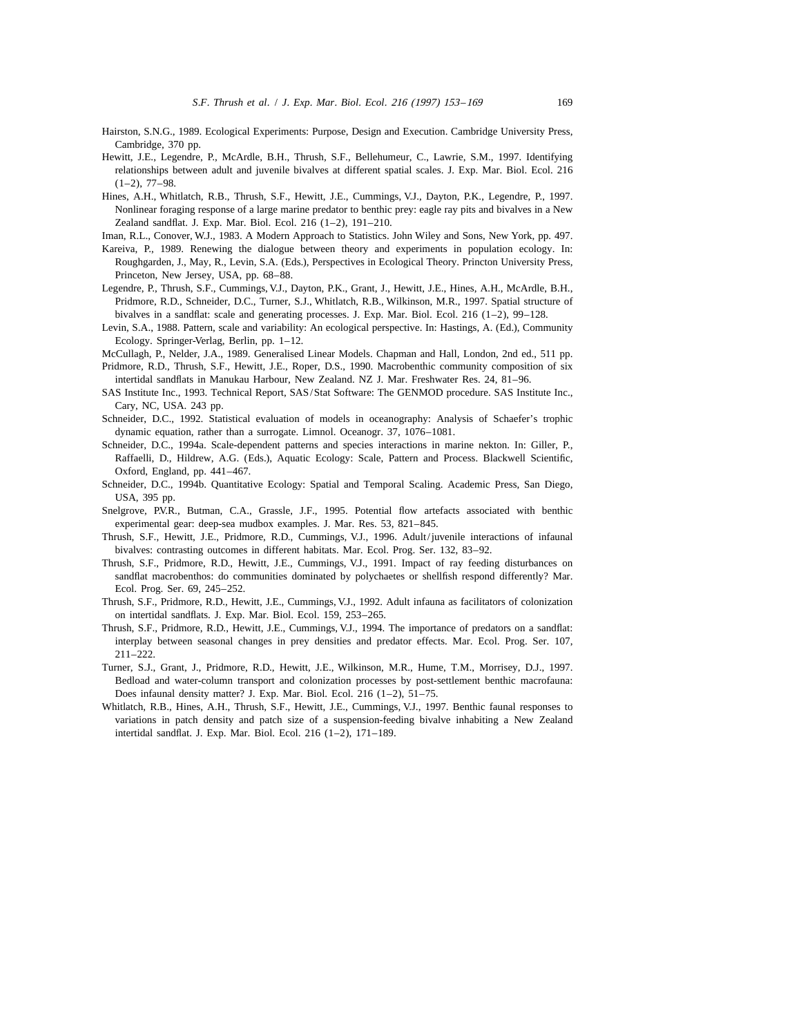Hairston, S.N.G., 1989. Ecological Experiments: Purpose, Design and Execution. Cambridge University Press, Cambridge, 370 pp.

Hewitt, J.E., Legendre, P., McArdle, B.H., Thrush, S.F., Bellehumeur, C., Lawrie, S.M., 1997. Identifying relationships between adult and juvenile bivalves at different spatial scales. J. Exp. Mar. Biol. Ecol. 216 (1–2), 77–98.

Hines, A.H., Whitlatch, R.B., Thrush, S.F., Hewitt, J.E., Cummings, V.J., Dayton, P.K., Legendre, P., 1997. Nonlinear foraging response of a large marine predator to benthic prey: eagle ray pits and bivalves in a New Zealand sandflat. J. Exp. Mar. Biol. Ecol. 216 (1–2), 191–210.

Iman, R.L., Conover, W.J., 1983. A Modern Approach to Statistics. John Wiley and Sons, New York, pp. 497.

Kareiva, P., 1989. Renewing the dialogue between theory and experiments in population ecology. In: Roughgarden, J., May, R., Levin, S.A. (Eds.), Perspectives in Ecological Theory. Princton University Press, Princeton, New Jersey, USA, pp. 68–88.

Legendre, P., Thrush, S.F., Cummings, V.J., Dayton, P.K., Grant, J., Hewitt, J.E., Hines, A.H., McArdle, B.H., Pridmore, R.D., Schneider, D.C., Turner, S.J., Whitlatch, R.B., Wilkinson, M.R., 1997. Spatial structure of bivalves in a sandflat: scale and generating processes. J. Exp. Mar. Biol. Ecol. 216 (1–2), 99–128.

Levin, S.A., 1988. Pattern, scale and variability: An ecological perspective. In: Hastings, A. (Ed.), Community Ecology. Springer-Verlag, Berlin, pp. 1–12.

McCullagh, P., Nelder, J.A., 1989. Generalised Linear Models. Chapman and Hall, London, 2nd ed., 511 pp.

Pridmore, R.D., Thrush, S.F., Hewitt, J.E., Roper, D.S., 1990. Macrobenthic community composition of six intertidal sandflats in Manukau Harbour, New Zealand. NZ J. Mar. Freshwater Res. 24, 81–96.

SAS Institute Inc., 1993. Technical Report, SAS/Stat Software: The GENMOD procedure. SAS Institute Inc., Cary, NC, USA. 243 pp.

Schneider, D.C., 1992. Statistical evaluation of models in oceanography: Analysis of Schaefer's trophic dynamic equation, rather than a surrogate. Limnol. Oceanogr. 37, 1076–1081.

Schneider, D.C., 1994a. Scale-dependent patterns and species interactions in marine nekton. In: Giller, P., Raffaelli, D., Hildrew, A.G. (Eds.), Aquatic Ecology: Scale, Pattern and Process. Blackwell Scientific, Oxford, England, pp. 441–467.

Schneider, D.C., 1994b. Quantitative Ecology: Spatial and Temporal Scaling. Academic Press, San Diego, USA, 395 pp.

Snelgrove, P.V.R., Butman, C.A., Grassle, J.F., 1995. Potential flow artefacts associated with benthic experimental gear: deep-sea mudbox examples. J. Mar. Res. 53, 821–845.

Thrush, S.F., Hewitt, J.E., Pridmore, R.D., Cummings, V.J., 1996. Adult/juvenile interactions of infaunal bivalves: contrasting outcomes in different habitats. Mar. Ecol. Prog. Ser. 132, 83–92.

Thrush, S.F., Pridmore, R.D., Hewitt, J.E., Cummings, V.J., 1991. Impact of ray feeding disturbances on sandflat macrobenthos: do communities dominated by polychaetes or shellfish respond differently? Mar. Ecol. Prog. Ser. 69, 245–252.

Thrush, S.F., Pridmore, R.D., Hewitt, J.E., Cummings, V.J., 1992. Adult infauna as facilitators of colonization on intertidal sandflats. J. Exp. Mar. Biol. Ecol. 159, 253–265.

Thrush, S.F., Pridmore, R.D., Hewitt, J.E., Cummings, V.J., 1994. The importance of predators on a sandflat: interplay between seasonal changes in prey densities and predator effects. Mar. Ecol. Prog. Ser. 107, 211–222.

Turner, S.J., Grant, J., Pridmore, R.D., Hewitt, J.E., Wilkinson, M.R., Hume, T.M., Morrisey, D.J., 1997. Bedload and water-column transport and colonization processes by post-settlement benthic macrofauna: Does infaunal density matter? J. Exp. Mar. Biol. Ecol. 216 (1–2), 51–75.

Whitlatch, R.B., Hines, A.H., Thrush, S.F., Hewitt, J.E., Cummings, V.J., 1997. Benthic faunal responses to variations in patch density and patch size of a suspension-feeding bivalve inhabiting a New Zealand intertidal sandflat. J. Exp. Mar. Biol. Ecol. 216 (1–2), 171–189.